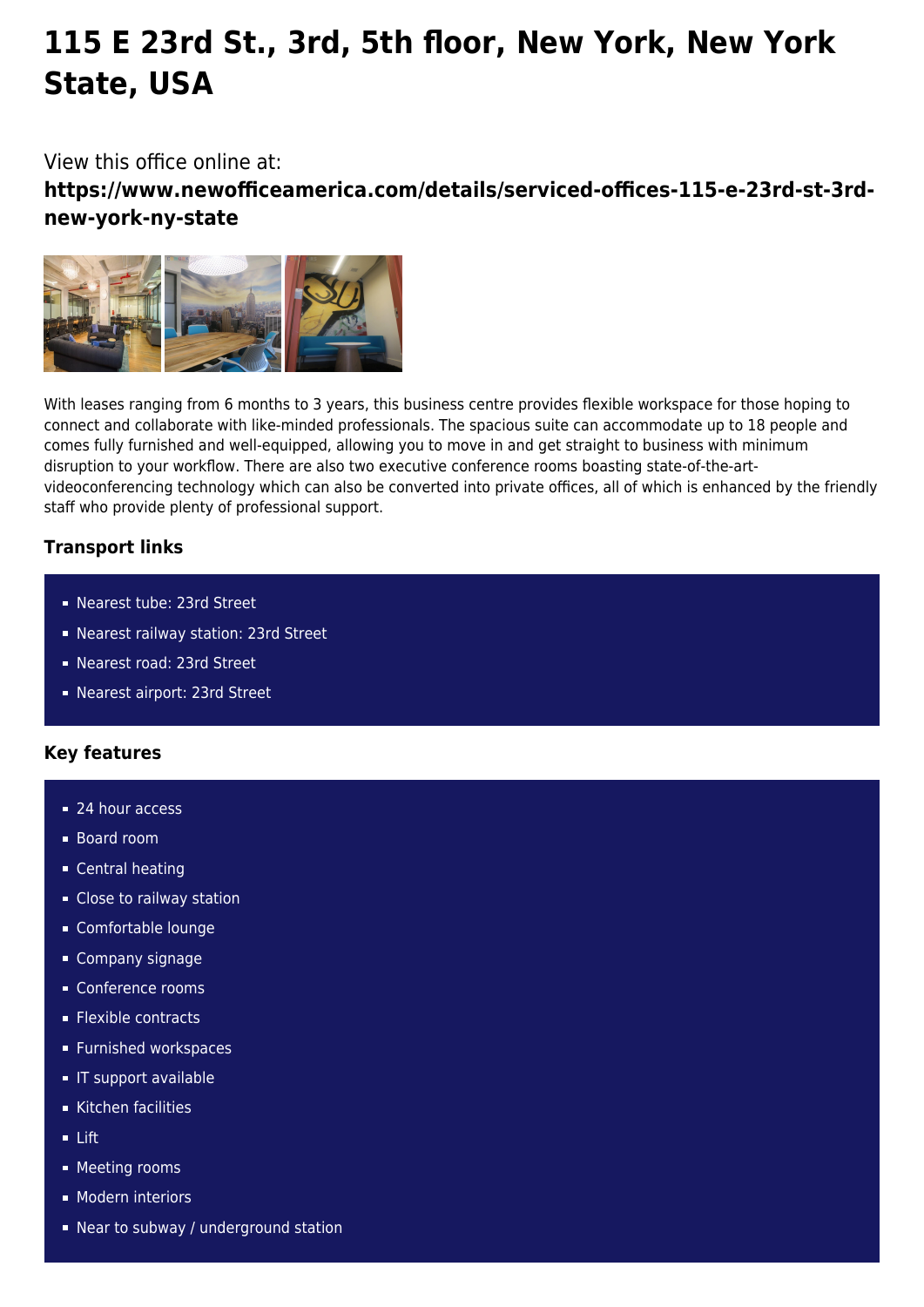# 115 E 23rd St., 3rd, 5th floor, New York, New York State, USA

View this office online at:

**https://www.newofficeamerica.com/details/serviced-offices-115-e-23rd-st-3rd-new-york-ny-state**

With leases ranging from 6 months to 3 years, this business centre provides flexible workspace for those hoping to connect and collaborate with like-minded professionals. The spacious suite can accommodate up to 18 people and comes fully furnished and well-equipped, allowing you to move in and get straight to business with minimum disruption to your workflow. There are also two executive conference rooms boasting state-of-the-art-videoconferencing technology which can also be converted into private offices, all of which is enhanced by the friendly staff who provide plenty of professional support.

### Transport links

- Nearest tube: 23rd Street
- Nearest railway station: 23rd Street
- Nearest road: 23rd Street
- Nearest airport: 23rd Street

### Key features

- 24 hour access
- Board room
- Central heating
- Close to railway station
- Comfortable lounge
- Company signage
- Conference rooms
- Flexible contracts
- Furnished workspaces
- IT support available
- Kitchen facilities
- Lift
- Meeting rooms
- Modern interiors
- Near to subway / underground station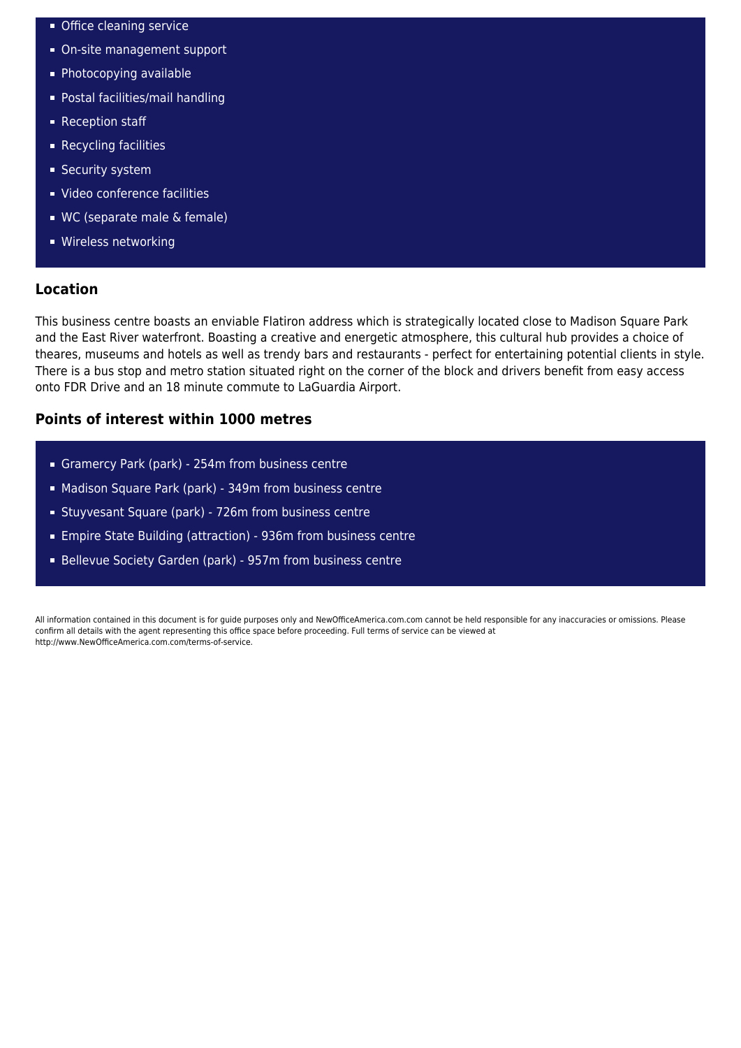- Office cleaning service
- On-site management support
- Photocopying available
- Postal facilities/mail handling
- Reception staff
- Recycling facilities
- Security system
- Video conference facilities
- WC (separate male & female)
- Wireless networking

## Location

This business centre boasts an enviable Flatiron address which is strategically located close to Madison Square Park and the East River waterfront. Boasting a creative and energetic atmosphere, this cultural hub provides a choice of theares, museums and hotels as well as trendy bars and restaurants - perfect for entertaining potential clients in style. There is a bus stop and metro station situated right on the corner of the block and drivers benefit from easy access onto FDR Drive and an 18 minute commute to LaGuardia Airport.

## Points of interest within 1000 metres

- Gramercy Park (park) - 254m from business centre
- Madison Square Park (park) - 349m from business centre
- Stuyvesant Square (park) - 726m from business centre
- Empire State Building (attraction) - 936m from business centre
- Bellevue Society Garden (park) - 957m from business centre

All information contained in this document is for guide purposes only and NewOfficeAmerica.com.com cannot be held responsible for any inaccuracies or omissions. Please confirm all details with the agent representing this office space before proceeding. Full terms of service can be viewed at http://www.NewOfficeAmerica.com.com/terms-of-service.